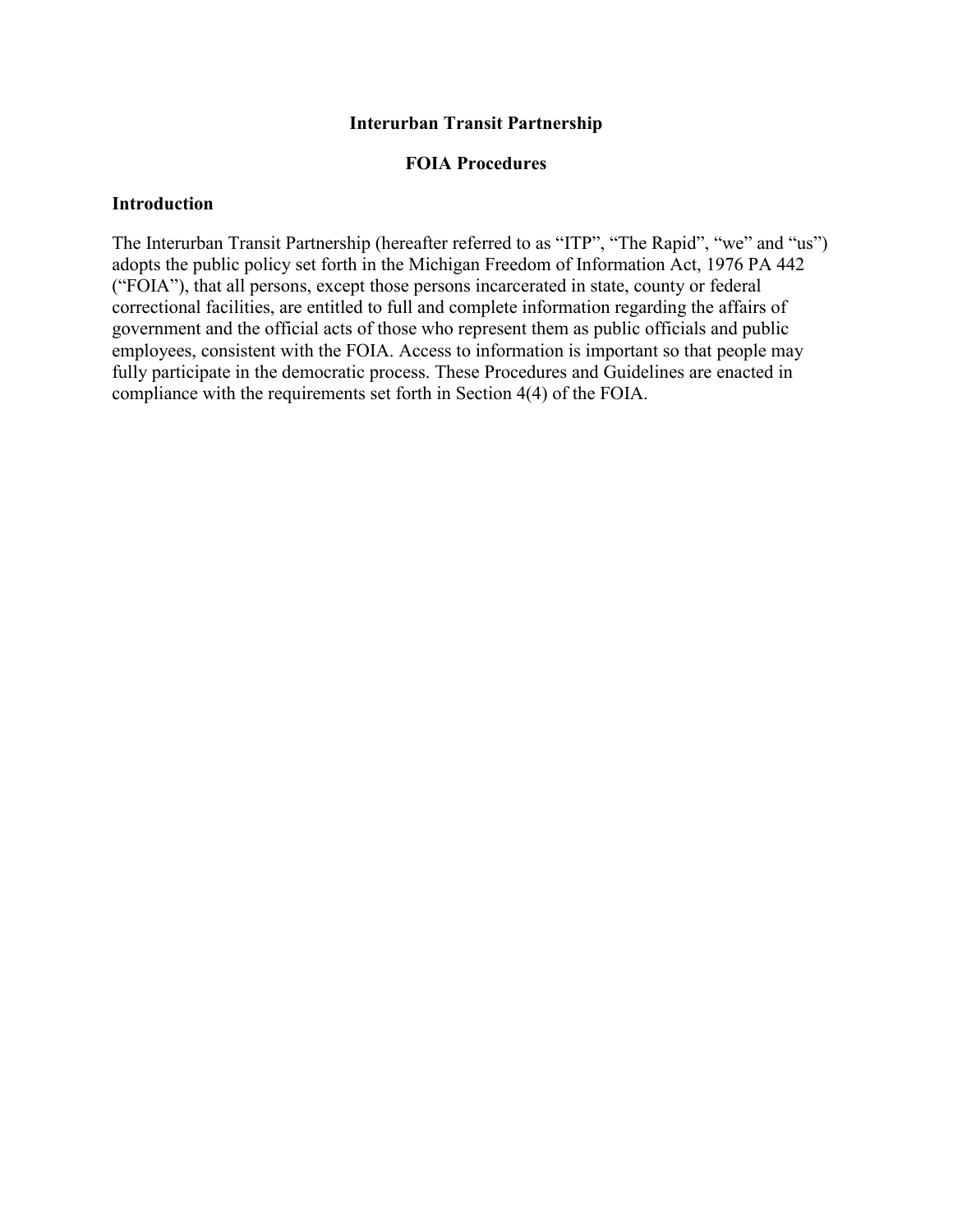**Interurban Transit Partnership**

**FOIA Procedures**

## Introduction

The Interurban Transit Partnership (hereafter referred to as "ITP", "The Rapid", "we" and "us") adopts the public policy set forth in the Michigan Freedom of Information Act, 1976 PA 442 ("FOIA"), that all persons, except those persons incarcerated in state, county or federal correctional facilities, are entitled to full and complete information regarding the affairs of government and the official acts of those who represent them as public officials and public employees, consistent with the FOIA. Access to information is important so that people may fully participate in the democratic process. These Procedures and Guidelines are enacted in compliance with the requirements set forth in Section 4(4) of the FOIA.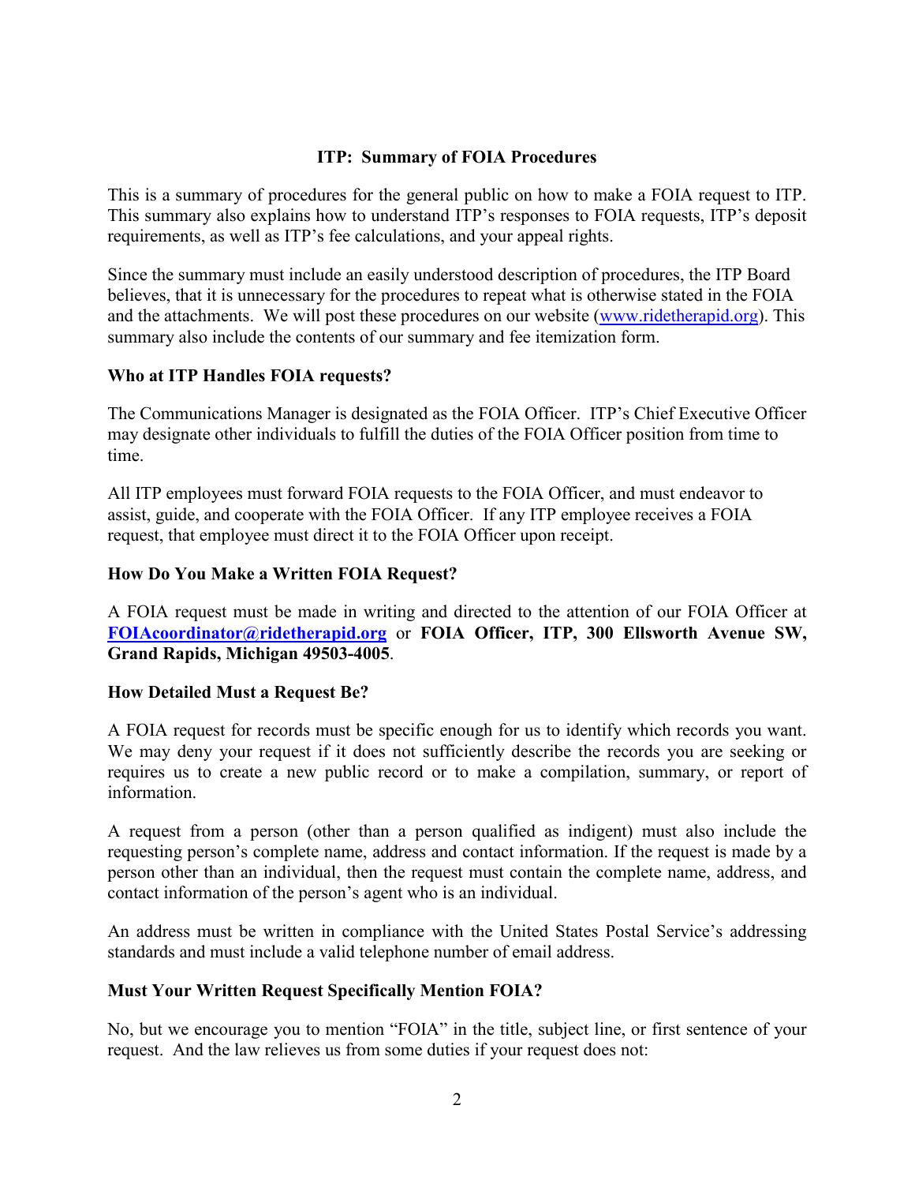## ITP: Summary of FOIA Procedures

This is a summary of procedures for the general public on how to make a FOIA request to ITP. This summary also explains how to understand ITP's responses to FOIA requests, ITP's deposit requirements, as well as ITP's fee calculations, and your appeal rights.

Since the summary must include an easily understood description of procedures, the ITP Board believes, that it is unnecessary for the procedures to repeat what is otherwise stated in the FOIA and the attachments. We will post these procedures on our website (www.ridetherapid.org). This summary also include the contents of our summary and fee itemization form.

### Who at ITP Handles FOIA requests?

The Communications Manager is designated as the FOIA Officer. ITP's Chief Executive Officer may designate other individuals to fulfill the duties of the FOIA Officer position from time to time.

All ITP employees must forward FOIA requests to the FOIA Officer, and must endeavor to assist, guide, and cooperate with the FOIA Officer. If any ITP employee receives a FOIA request, that employee must direct it to the FOIA Officer upon receipt.

### How Do You Make a Written FOIA Request?

A FOIA request must be made in writing and directed to the attention of our FOIA Officer at **FOIAcoordinator@ridetherapid.org** or **FOIA Officer, ITP, 300 Ellsworth Avenue SW, Grand Rapids, Michigan 49503-4005**.

### How Detailed Must a Request Be?

A FOIA request for records must be specific enough for us to identify which records you want. We may deny your request if it does not sufficiently describe the records you are seeking or requires us to create a new public record or to make a compilation, summary, or report of information.

A request from a person (other than a person qualified as indigent) must also include the requesting person's complete name, address and contact information. If the request is made by a person other than an individual, then the request must contain the complete name, address, and contact information of the person's agent who is an individual.

An address must be written in compliance with the United States Postal Service's addressing standards and must include a valid telephone number of email address.

### Must Your Written Request Specifically Mention FOIA?

No, but we encourage you to mention "FOIA" in the title, subject line, or first sentence of your request. And the law relieves us from some duties if your request does not: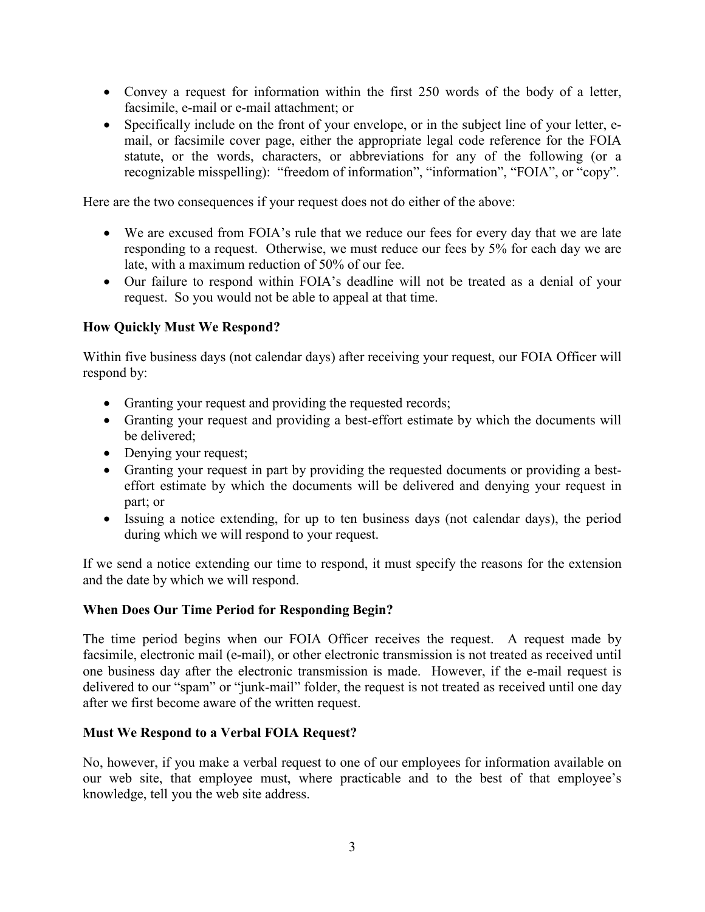- Convey a request for information within the first 250 words of the body of a letter, facsimile, e-mail or e-mail attachment; or
- Specifically include on the front of your envelope, or in the subject line of your letter, e-mail, or facsimile cover page, either the appropriate legal code reference for the FOIA statute, or the words, characters, or abbreviations for any of the following (or a recognizable misspelling): "freedom of information", "information", "FOIA", or "copy".

Here are the two consequences if your request does not do either of the above:

- We are excused from FOIA's rule that we reduce our fees for every day that we are late responding to a request. Otherwise, we must reduce our fees by 5% for each day we are late, with a maximum reduction of 50% of our fee.
- Our failure to respond within FOIA's deadline will not be treated as a denial of your request. So you would not be able to appeal at that time.

**How Quickly Must We Respond?**

Within five business days (not calendar days) after receiving your request, our FOIA Officer will respond by:

- Granting your request and providing the requested records;
- Granting your request and providing a best-effort estimate by which the documents will be delivered;
- Denying your request;
- Granting your request in part by providing the requested documents or providing a best-effort estimate by which the documents will be delivered and denying your request in part; or
- Issuing a notice extending, for up to ten business days (not calendar days), the period during which we will respond to your request.

If we send a notice extending our time to respond, it must specify the reasons for the extension and the date by which we will respond.

**When Does Our Time Period for Responding Begin?**

The time period begins when our FOIA Officer receives the request. A request made by facsimile, electronic mail (e-mail), or other electronic transmission is not treated as received until one business day after the electronic transmission is made. However, if the e-mail request is delivered to our "spam" or "junk-mail" folder, the request is not treated as received until one day after we first become aware of the written request.

**Must We Respond to a Verbal FOIA Request?**

No, however, if you make a verbal request to one of our employees for information available on our web site, that employee must, where practicable and to the best of that employee's knowledge, tell you the web site address.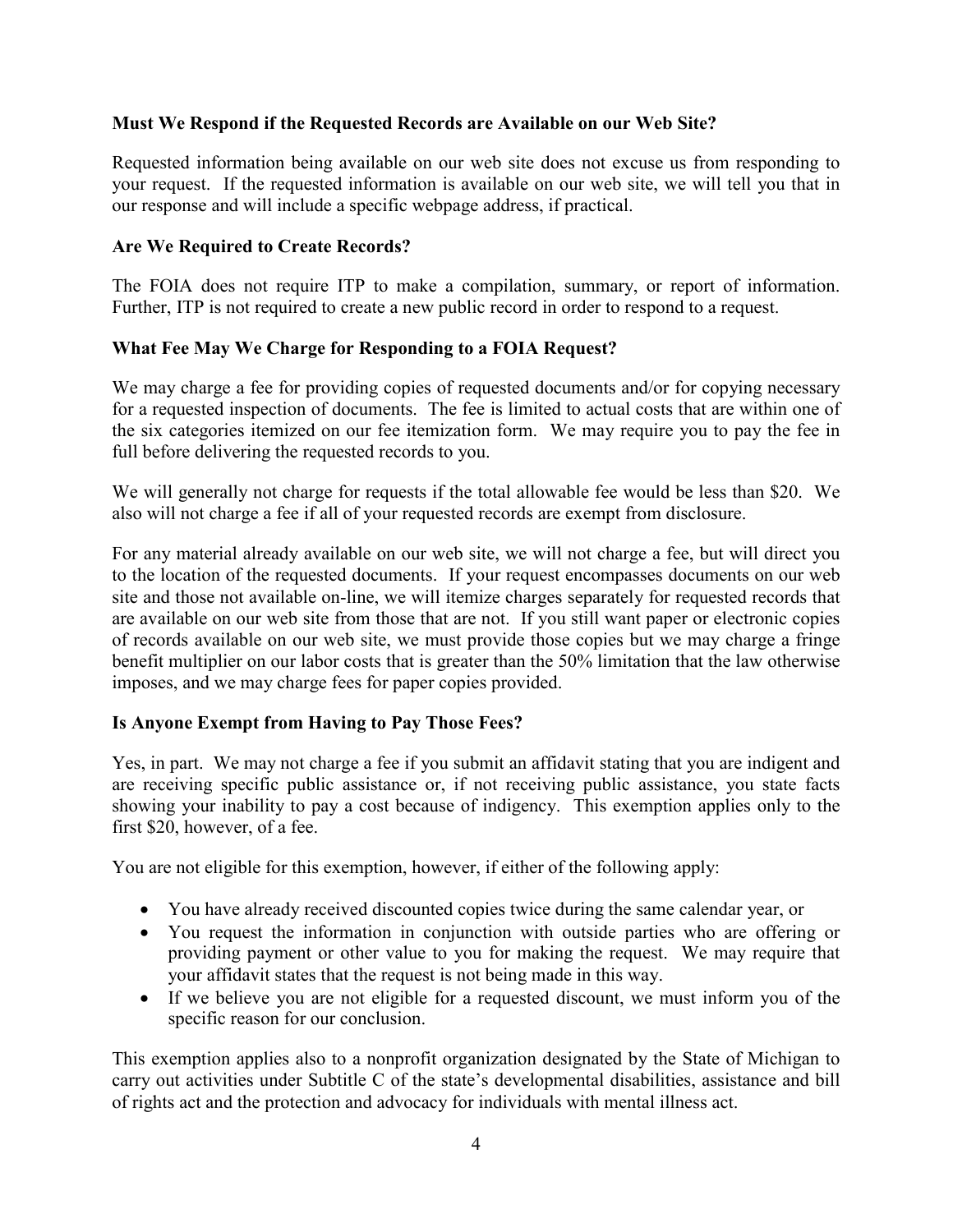**Must We Respond if the Requested Records are Available on our Web Site?**

Requested information being available on our web site does not excuse us from responding to your request. If the requested information is available on our web site, we will tell you that in our response and will include a specific webpage address, if practical.

**Are We Required to Create Records?**

The FOIA does not require ITP to make a compilation, summary, or report of information. Further, ITP is not required to create a new public record in order to respond to a request.

**What Fee May We Charge for Responding to a FOIA Request?**

We may charge a fee for providing copies of requested documents and/or for copying necessary for a requested inspection of documents. The fee is limited to actual costs that are within one of the six categories itemized on our fee itemization form. We may require you to pay the fee in full before delivering the requested records to you.

We will generally not charge for requests if the total allowable fee would be less than $20. We also will not charge a fee if all of your requested records are exempt from disclosure.

For any material already available on our web site, we will not charge a fee, but will direct you to the location of the requested documents. If your request encompasses documents on our web site and those not available on-line, we will itemize charges separately for requested records that are available on our web site from those that are not. If you still want paper or electronic copies of records available on our web site, we must provide those copies but we may charge a fringe benefit multiplier on our labor costs that is greater than the 50% limitation that the law otherwise imposes, and we may charge fees for paper copies provided.

**Is Anyone Exempt from Having to Pay Those Fees?**

Yes, in part. We may not charge a fee if you submit an affidavit stating that you are indigent and are receiving specific public assistance or, if not receiving public assistance, you state facts showing your inability to pay a cost because of indigency. This exemption applies only to the first $20, however, of a fee.

You are not eligible for this exemption, however, if either of the following apply:

- You have already received discounted copies twice during the same calendar year, or
- You request the information in conjunction with outside parties who are offering or providing payment or other value to you for making the request. We may require that your affidavit states that the request is not being made in this way.
- If we believe you are not eligible for a requested discount, we must inform you of the specific reason for our conclusion.

This exemption applies also to a nonprofit organization designated by the State of Michigan to carry out activities under Subtitle C of the state's developmental disabilities, assistance and bill of rights act and the protection and advocacy for individuals with mental illness act.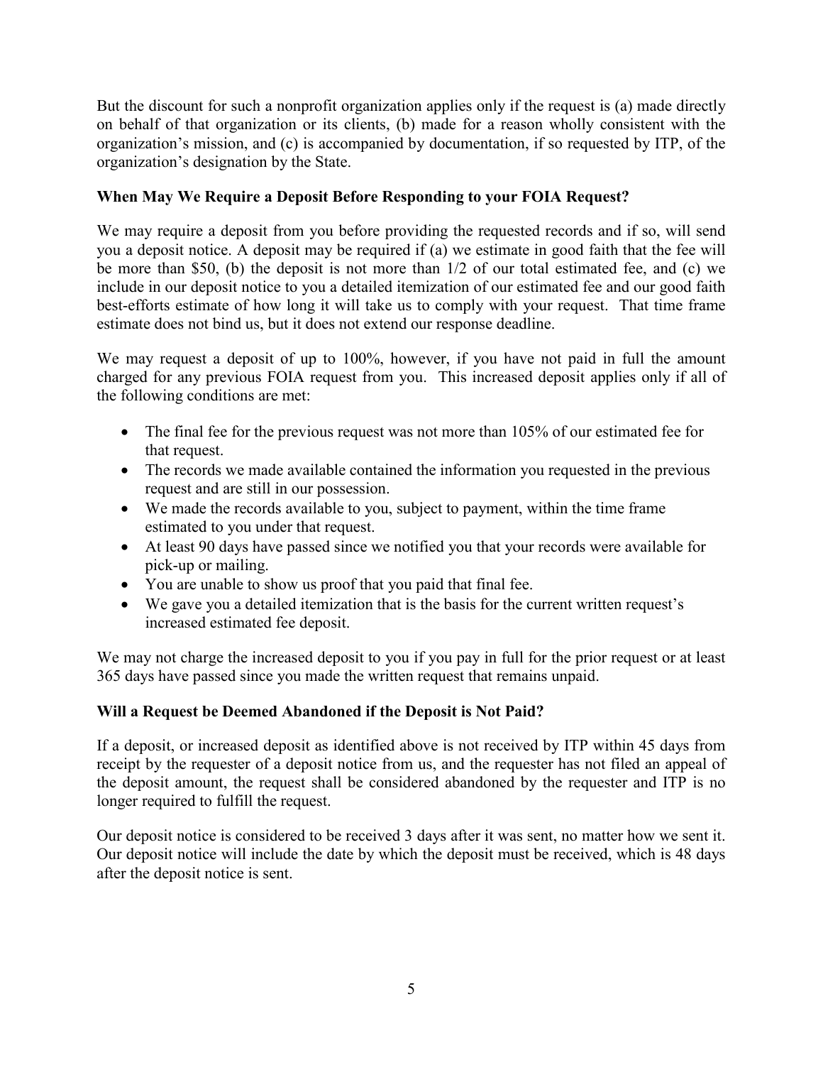But the discount for such a nonprofit organization applies only if the request is (a) made directly on behalf of that organization or its clients, (b) made for a reason wholly consistent with the organization's mission, and (c) is accompanied by documentation, if so requested by ITP, of the organization's designation by the State.

### When May We Require a Deposit Before Responding to your FOIA Request?

We may require a deposit from you before providing the requested records and if so, will send you a deposit notice. A deposit may be required if (a) we estimate in good faith that the fee will be more than $50, (b) the deposit is not more than 1/2 of our total estimated fee, and (c) we include in our deposit notice to you a detailed itemization of our estimated fee and our good faith best-efforts estimate of how long it will take us to comply with your request. That time frame estimate does not bind us, but it does not extend our response deadline.

We may request a deposit of up to 100%, however, if you have not paid in full the amount charged for any previous FOIA request from you. This increased deposit applies only if all of the following conditions are met:

- The final fee for the previous request was not more than 105% of our estimated fee for that request.
- The records we made available contained the information you requested in the previous request and are still in our possession.
- We made the records available to you, subject to payment, within the time frame estimated to you under that request.
- At least 90 days have passed since we notified you that your records were available for pick-up or mailing.
- You are unable to show us proof that you paid that final fee.
- We gave you a detailed itemization that is the basis for the current written request's increased estimated fee deposit.

We may not charge the increased deposit to you if you pay in full for the prior request or at least 365 days have passed since you made the written request that remains unpaid.

### Will a Request be Deemed Abandoned if the Deposit is Not Paid?

If a deposit, or increased deposit as identified above is not received by ITP within 45 days from receipt by the requester of a deposit notice from us, and the requester has not filed an appeal of the deposit amount, the request shall be considered abandoned by the requester and ITP is no longer required to fulfill the request.

Our deposit notice is considered to be received 3 days after it was sent, no matter how we sent it. Our deposit notice will include the date by which the deposit must be received, which is 48 days after the deposit notice is sent.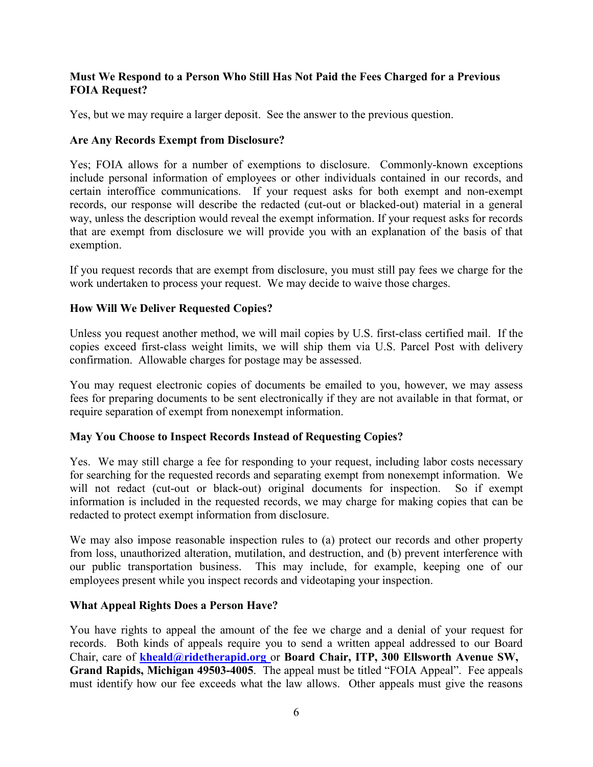**Must We Respond to a Person Who Still Has Not Paid the Fees Charged for a Previous FOIA Request?**

Yes, but we may require a larger deposit. See the answer to the previous question.

**Are Any Records Exempt from Disclosure?**

Yes; FOIA allows for a number of exemptions to disclosure. Commonly-known exceptions include personal information of employees or other individuals contained in our records, and certain interoffice communications. If your request asks for both exempt and non-exempt records, our response will describe the redacted (cut-out or blacked-out) material in a general way, unless the description would reveal the exempt information. If your request asks for records that are exempt from disclosure we will provide you with an explanation of the basis of that exemption.

If you request records that are exempt from disclosure, you must still pay fees we charge for the work undertaken to process your request. We may decide to waive those charges.

**How Will We Deliver Requested Copies?**

Unless you request another method, we will mail copies by U.S. first-class certified mail. If the copies exceed first-class weight limits, we will ship them via U.S. Parcel Post with delivery confirmation. Allowable charges for postage may be assessed.

You may request electronic copies of documents be emailed to you, however, we may assess fees for preparing documents to be sent electronically if they are not available in that format, or require separation of exempt from nonexempt information.

**May You Choose to Inspect Records Instead of Requesting Copies?**

Yes. We may still charge a fee for responding to your request, including labor costs necessary for searching for the requested records and separating exempt from nonexempt information. We will not redact (cut-out or black-out) original documents for inspection. So if exempt information is included in the requested records, we may charge for making copies that can be redacted to protect exempt information from disclosure.

We may also impose reasonable inspection rules to (a) protect our records and other property from loss, unauthorized alteration, mutilation, and destruction, and (b) prevent interference with our public transportation business. This may include, for example, keeping one of our employees present while you inspect records and videotaping your inspection.

**What Appeal Rights Does a Person Have?**

You have rights to appeal the amount of the fee we charge and a denial of your request for records. Both kinds of appeals require you to send a written appeal addressed to our Board Chair, care of **kheald@ridetherapid.org** or **Board Chair, ITP, 300 Ellsworth Avenue SW, Grand Rapids, Michigan 49503-4005**. The appeal must be titled "FOIA Appeal". Fee appeals must identify how our fee exceeds what the law allows. Other appeals must give the reasons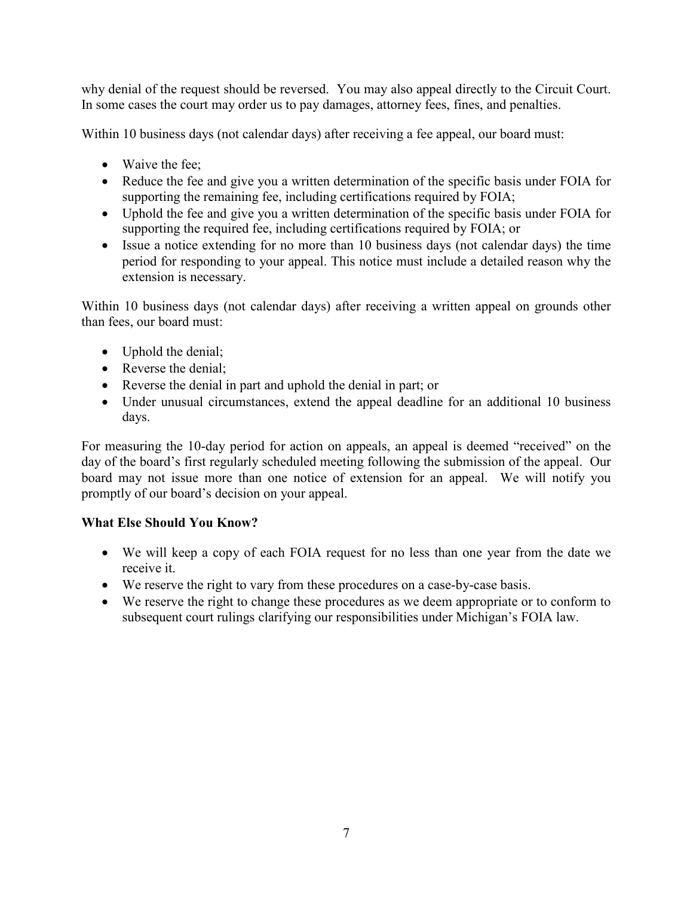why denial of the request should be reversed. You may also appeal directly to the Circuit Court. In some cases the court may order us to pay damages, attorney fees, fines, and penalties.

Within 10 business days (not calendar days) after receiving a fee appeal, our board must:

- Waive the fee;
- Reduce the fee and give you a written determination of the specific basis under FOIA for supporting the remaining fee, including certifications required by FOIA;
- Uphold the fee and give you a written determination of the specific basis under FOIA for supporting the required fee, including certifications required by FOIA; or
- Issue a notice extending for no more than 10 business days (not calendar days) the time period for responding to your appeal. This notice must include a detailed reason why the extension is necessary.

Within 10 business days (not calendar days) after receiving a written appeal on grounds other than fees, our board must:

- Uphold the denial;
- Reverse the denial;
- Reverse the denial in part and uphold the denial in part; or
- Under unusual circumstances, extend the appeal deadline for an additional 10 business days.

For measuring the 10-day period for action on appeals, an appeal is deemed "received" on the day of the board's first regularly scheduled meeting following the submission of the appeal. Our board may not issue more than one notice of extension for an appeal. We will notify you promptly of our board's decision on your appeal.

**What Else Should You Know?**

- We will keep a copy of each FOIA request for no less than one year from the date we receive it.
- We reserve the right to vary from these procedures on a case-by-case basis.
- We reserve the right to change these procedures as we deem appropriate or to conform to subsequent court rulings clarifying our responsibilities under Michigan's FOIA law.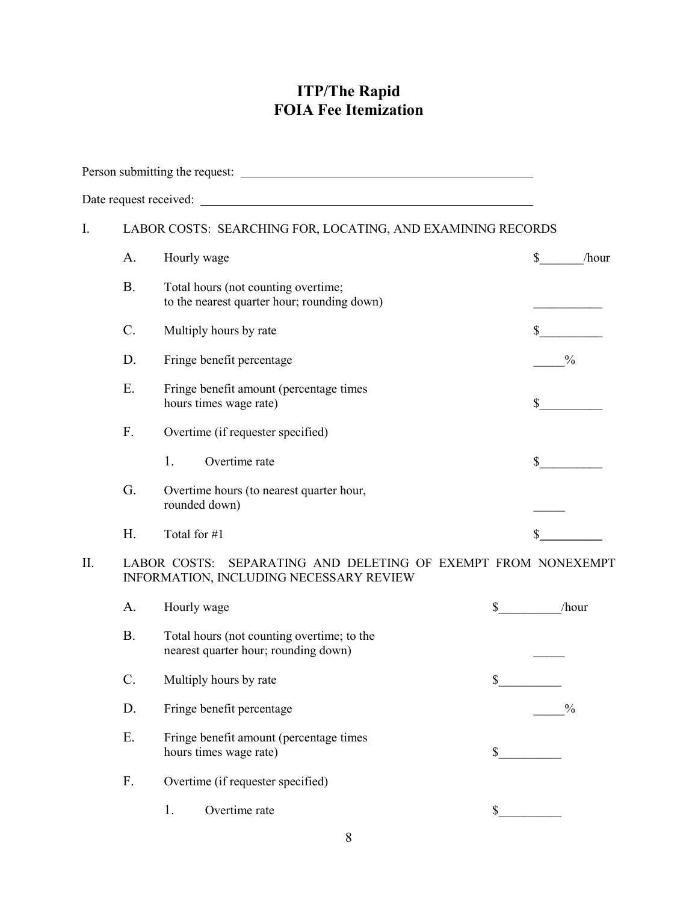# ITP/The Rapid
# FOIA Fee Itemization

Person submitting the request: ________________________________________________

Date request received: ____________________________________________________

I. LABOR COSTS: SEARCHING FOR, LOCATING, AND EXAMINING RECORDS

| | | |
|---|---|---|
| A. | Hourly wage | $_______/hour |
| B. | Total hours (not counting overtime; to the nearest quarter hour; rounding down) | ___________ |
| C. | Multiply hours by rate | $__________ |
| D. | Fringe benefit percentage | _____% |
| E. | Fringe benefit amount (percentage times hours times wage rate) | $__________ |
| F. | Overtime (if requester specified) | |
| | 1. Overtime rate | $__________ |
| G. | Overtime hours (to nearest quarter hour, rounded down) | _____ |
| H. | Total for #1 | $__________ |

II. LABOR COSTS: SEPARATING AND DELETING OF EXEMPT FROM NONEXEMPT INFORMATION, INCLUDING NECESSARY REVIEW

| | | |
|---|---|---|
| A. | Hourly wage | $__________/hour |
| B. | Total hours (not counting overtime; to the nearest quarter hour; rounding down) | _____ |
| C. | Multiply hours by rate | $__________ |
| D. | Fringe benefit percentage | _____% |
| E. | Fringe benefit amount (percentage times hours times wage rate) | $__________ |
| F. | Overtime (if requester specified) | |
| | 1. Overtime rate | $__________ |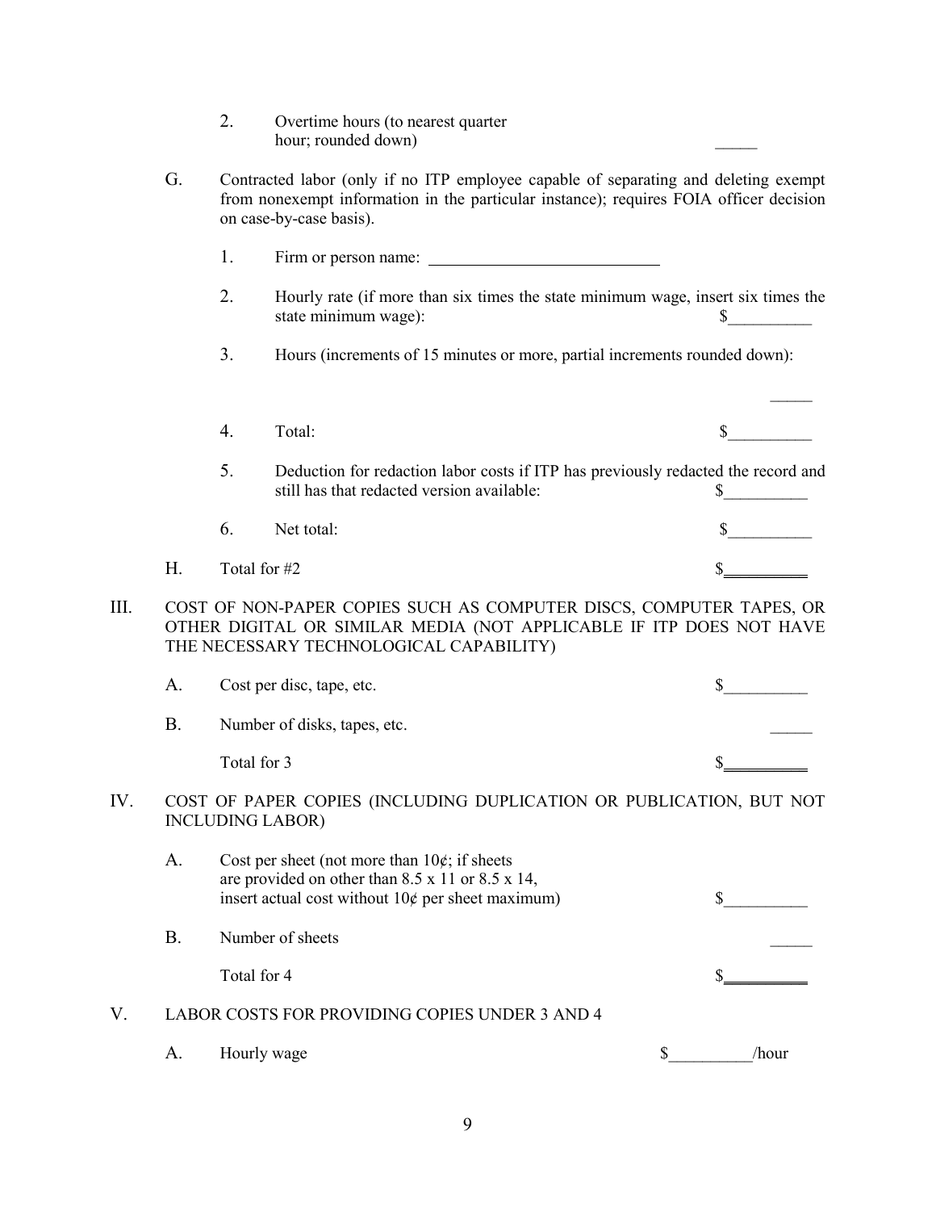2. Overtime hours (to nearest quarter hour; rounded down) _____

G. Contracted labor (only if no ITP employee capable of separating and deleting exempt from nonexempt information in the particular instance); requires FOIA officer decision on case-by-case basis).

1. Firm or person name: ____________________________

2. Hourly rate (if more than six times the state minimum wage, insert six times the state minimum wage): $__________

3. Hours (increments of 15 minutes or more, partial increments rounded down): _____

4. Total: $__________

5. Deduction for redaction labor costs if ITP has previously redacted the record and still has that redacted version available: $__________

6. Net total: $__________

H. Total for #2 $__________

III. COST OF NON-PAPER COPIES SUCH AS COMPUTER DISCS, COMPUTER TAPES, OR OTHER DIGITAL OR SIMILAR MEDIA (NOT APPLICABLE IF ITP DOES NOT HAVE THE NECESSARY TECHNOLOGICAL CAPABILITY)

A. Cost per disc, tape, etc. $__________

B. Number of disks, tapes, etc. _____

Total for 3 $__________

IV. COST OF PAPER COPIES (INCLUDING DUPLICATION OR PUBLICATION, BUT NOT INCLUDING LABOR)

A. Cost per sheet (not more than 10¢; if sheets are provided on other than 8.5 x 11 or 8.5 x 14, insert actual cost without 10¢ per sheet maximum) $__________

B. Number of sheets _____

Total for 4 $__________

V. LABOR COSTS FOR PROVIDING COPIES UNDER 3 AND 4

A. Hourly wage $__________/hour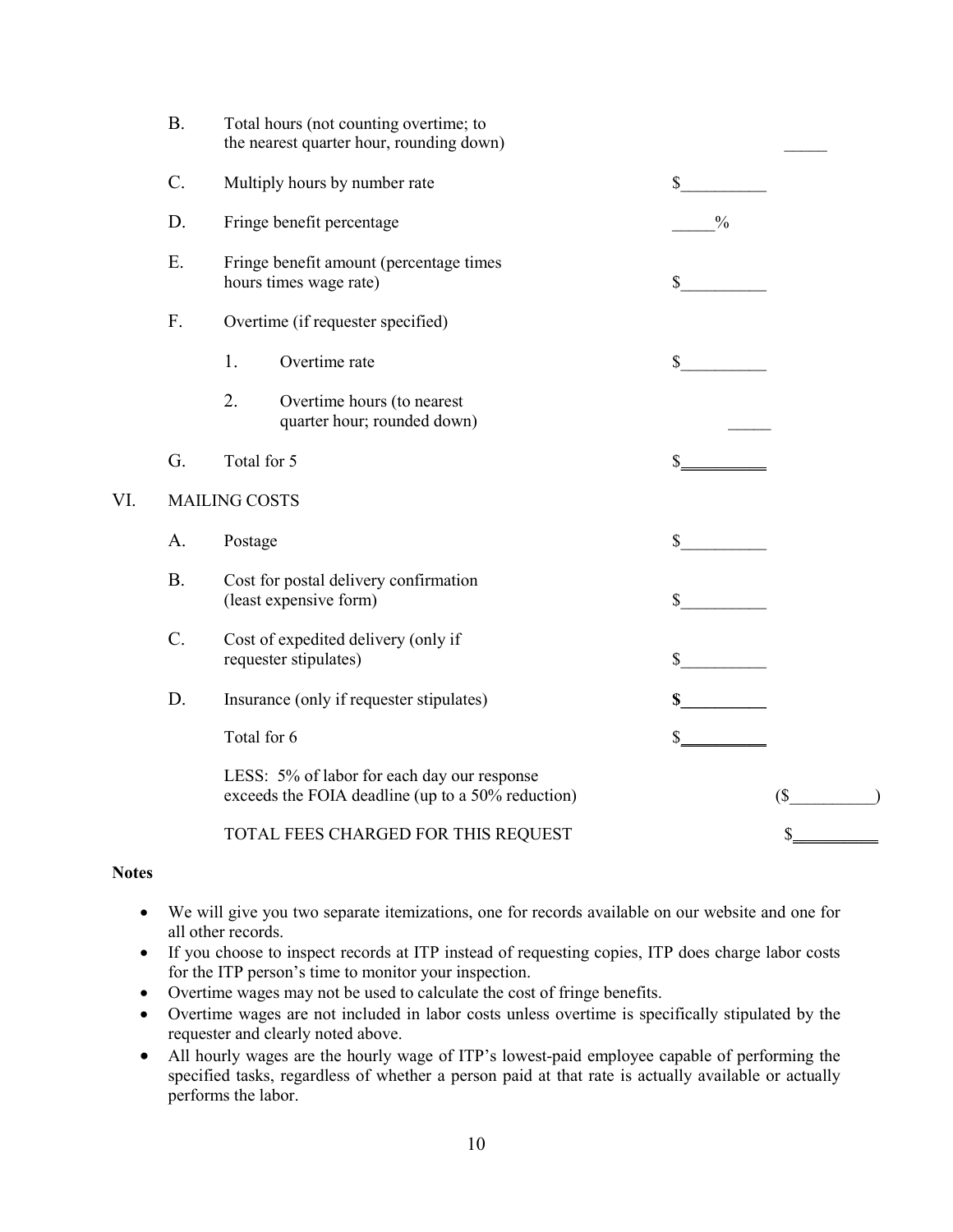| | | | | |
|---|---|---|---|---|
| B. | Total hours (not counting overtime; to the nearest quarter hour, rounding down) | | | _____ |
| C. | Multiply hours by number rate | | $__________ | |
| D. | Fringe benefit percentage | | _____% | |
| E. | Fringe benefit amount (percentage times hours times wage rate) | | $__________ | |
| F. | Overtime (if requester specified) | | | |
| | 1. | Overtime rate | $__________ | |
| | 2. | Overtime hours (to nearest quarter hour; rounded down) | _____ | |
| G. | Total for 5 | | $__________ | |

VI. MAILING COSTS

| | | | |
|---|---|---|---|
| A. | Postage | $__________ | |
| B. | Cost for postal delivery confirmation (least expensive form) | $__________ | |
| C. | Cost of expedited delivery (only if requester stipulates) | $__________ | |
| D. | Insurance (only if requester stipulates) | **$__________** | |
| | Total for 6 | $__________ | |
| | LESS: 5% of labor for each day our response exceeds the FOIA deadline (up to a 50% reduction) | | ($__________) |
| | TOTAL FEES CHARGED FOR THIS REQUEST | | $__________ |

**Notes**

- We will give you two separate itemizations, one for records available on our website and one for all other records.
- If you choose to inspect records at ITP instead of requesting copies, ITP does charge labor costs for the ITP person's time to monitor your inspection.
- Overtime wages may not be used to calculate the cost of fringe benefits.
- Overtime wages are not included in labor costs unless overtime is specifically stipulated by the requester and clearly noted above.
- All hourly wages are the hourly wage of ITP's lowest-paid employee capable of performing the specified tasks, regardless of whether a person paid at that rate is actually available or actually performs the labor.